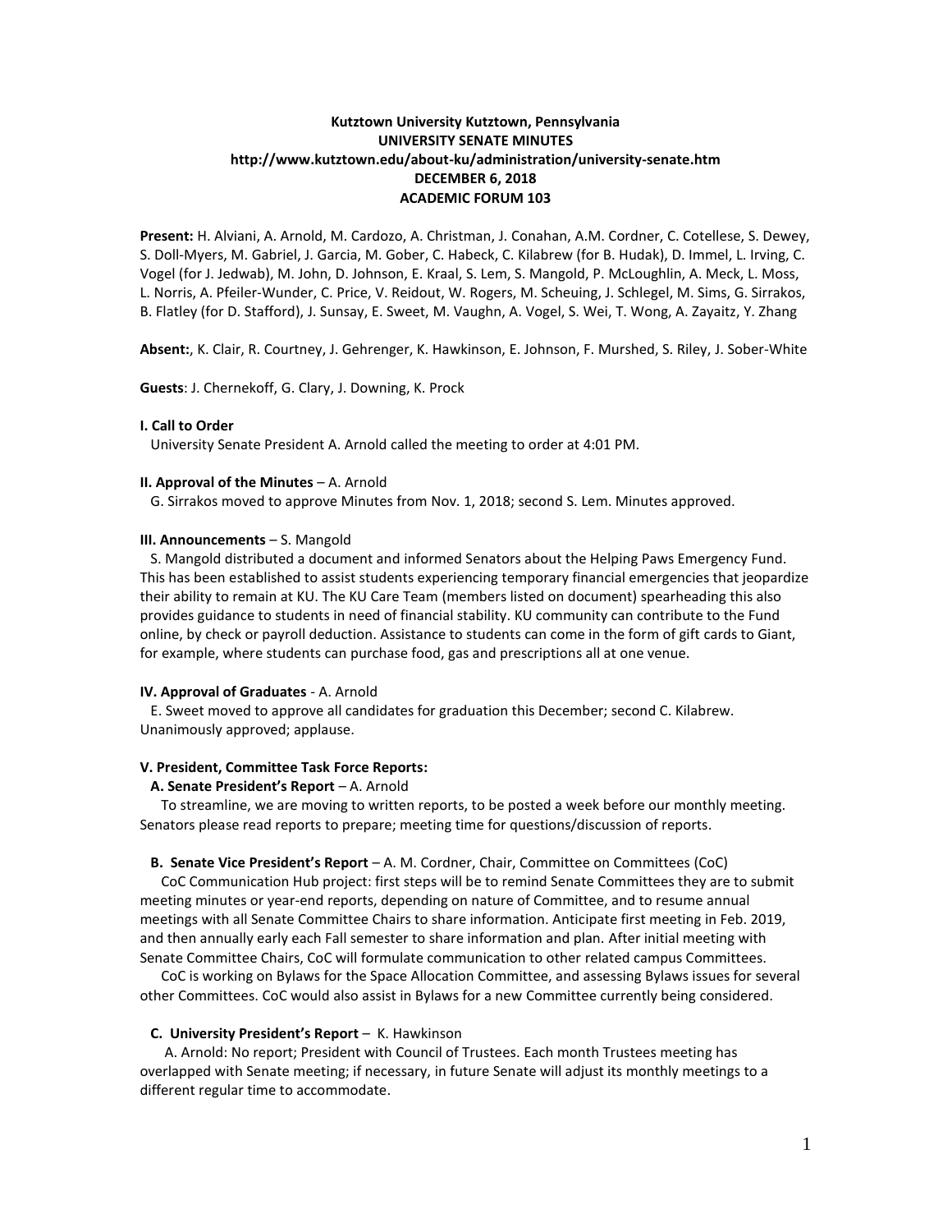**Kutztown University Kutztown, Pennsylvania**
**UNIVERSITY SENATE MINUTES**
**http://www.kutztown.edu/about-ku/administration/university-senate.htm**
**DECEMBER 6, 2018**
**ACADEMIC FORUM 103**

**Present:** H. Alviani, A. Arnold, M. Cardozo, A. Christman, J. Conahan, A.M. Cordner, C. Cotellese, S. Dewey, S. Doll-Myers, M. Gabriel, J. Garcia, M. Gober, C. Habeck, C. Kilabrew (for B. Hudak), D. Immel, L. Irving, C. Vogel (for J. Jedwab), M. John, D. Johnson, E. Kraal, S. Lem, S. Mangold, P. McLoughlin, A. Meck, L. Moss, L. Norris, A. Pfeiler-Wunder, C. Price, V. Reidout, W. Rogers, M. Scheuing, J. Schlegel, M. Sims, G. Sirrakos, B. Flatley (for D. Stafford), J. Sunsay, E. Sweet, M. Vaughn, A. Vogel, S. Wei, T. Wong, A. Zayaitz, Y. Zhang

**Absent:**, K. Clair, R. Courtney, J. Gehrenger, K. Hawkinson, E. Johnson, F. Murshed, S. Riley, J. Sober-White

**Guests**: J. Chernekoff, G. Clary, J. Downing, K. Prock

**I. Call to Order**

University Senate President A. Arnold called the meeting to order at 4:01 PM.

**II. Approval of the Minutes** – A. Arnold

G. Sirrakos moved to approve Minutes from Nov. 1, 2018; second S. Lem. Minutes approved.

**III. Announcements** – S. Mangold

S. Mangold distributed a document and informed Senators about the Helping Paws Emergency Fund. This has been established to assist students experiencing temporary financial emergencies that jeopardize their ability to remain at KU. The KU Care Team (members listed on document) spearheading this also provides guidance to students in need of financial stability. KU community can contribute to the Fund online, by check or payroll deduction. Assistance to students can come in the form of gift cards to Giant, for example, where students can purchase food, gas and prescriptions all at one venue.

**IV. Approval of Graduates** - A. Arnold

E. Sweet moved to approve all candidates for graduation this December; second C. Kilabrew. Unanimously approved; applause.

**V. President, Committee Task Force Reports:**

**A. Senate President's Report** – A. Arnold

To streamline, we are moving to written reports, to be posted a week before our monthly meeting. Senators please read reports to prepare; meeting time for questions/discussion of reports.

**B. Senate Vice President's Report** – A. M. Cordner, Chair, Committee on Committees (CoC)

CoC Communication Hub project: first steps will be to remind Senate Committees they are to submit meeting minutes or year-end reports, depending on nature of Committee, and to resume annual meetings with all Senate Committee Chairs to share information. Anticipate first meeting in Feb. 2019, and then annually early each Fall semester to share information and plan. After initial meeting with Senate Committee Chairs, CoC will formulate communication to other related campus Committees.

CoC is working on Bylaws for the Space Allocation Committee, and assessing Bylaws issues for several other Committees. CoC would also assist in Bylaws for a new Committee currently being considered.

**C. University President's Report** – K. Hawkinson

A. Arnold: No report; President with Council of Trustees. Each month Trustees meeting has overlapped with Senate meeting; if necessary, in future Senate will adjust its monthly meetings to a different regular time to accommodate.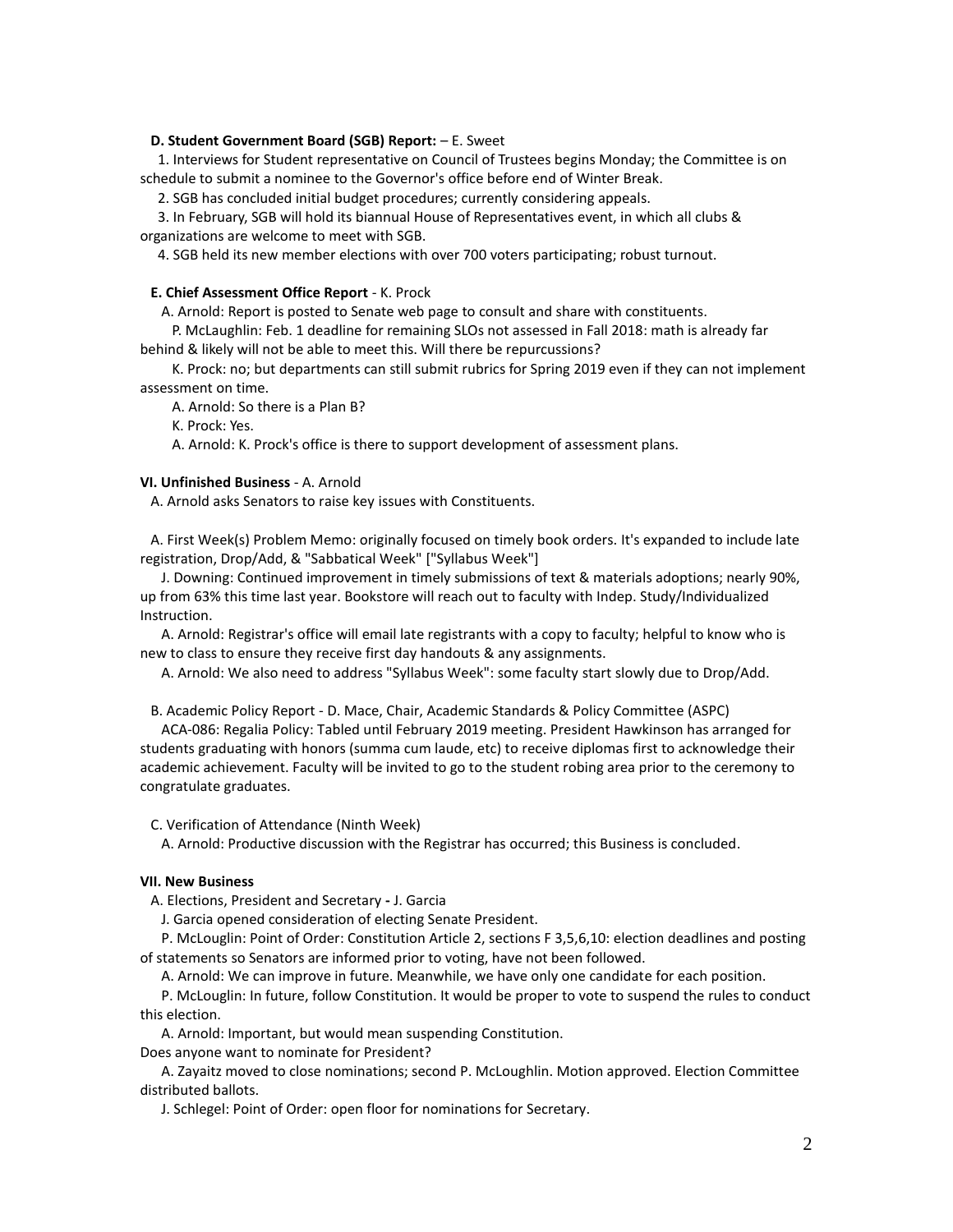**D. Student Government Board (SGB) Report:** – E. Sweet

1. Interviews for Student representative on Council of Trustees begins Monday; the Committee is on schedule to submit a nominee to the Governor's office before end of Winter Break.

2. SGB has concluded initial budget procedures; currently considering appeals.

3. In February, SGB will hold its biannual House of Representatives event, in which all clubs & organizations are welcome to meet with SGB.

4. SGB held its new member elections with over 700 voters participating; robust turnout.

**E. Chief Assessment Office Report** - K. Prock

A. Arnold: Report is posted to Senate web page to consult and share with constituents.

P. McLaughlin: Feb. 1 deadline for remaining SLOs not assessed in Fall 2018: math is already far behind & likely will not be able to meet this. Will there be repurcussions?

K. Prock: no; but departments can still submit rubrics for Spring 2019 even if they can not implement assessment on time.

A. Arnold: So there is a Plan B?

K. Prock: Yes.

A. Arnold: K. Prock's office is there to support development of assessment plans.

**VI. Unfinished Business** - A. Arnold

A. Arnold asks Senators to raise key issues with Constituents.

A. First Week(s) Problem Memo: originally focused on timely book orders. It's expanded to include late registration, Drop/Add, & "Sabbatical Week" ["Syllabus Week"]

J. Downing: Continued improvement in timely submissions of text & materials adoptions; nearly 90%, up from 63% this time last year. Bookstore will reach out to faculty with Indep. Study/Individualized Instruction.

A. Arnold: Registrar's office will email late registrants with a copy to faculty; helpful to know who is new to class to ensure they receive first day handouts & any assignments.

A. Arnold: We also need to address "Syllabus Week": some faculty start slowly due to Drop/Add.

B. Academic Policy Report - D. Mace, Chair, Academic Standards & Policy Committee (ASPC)

ACA-086: Regalia Policy: Tabled until February 2019 meeting. President Hawkinson has arranged for students graduating with honors (summa cum laude, etc) to receive diplomas first to acknowledge their academic achievement. Faculty will be invited to go to the student robing area prior to the ceremony to congratulate graduates.

C. Verification of Attendance (Ninth Week)

A. Arnold: Productive discussion with the Registrar has occurred; this Business is concluded.

**VII. New Business**

A. Elections, President and Secretary **-** J. Garcia

J. Garcia opened consideration of electing Senate President.

P. McLoughlin: Point of Order: Constitution Article 2, sections F 3,5,6,10: election deadlines and posting of statements so Senators are informed prior to voting, have not been followed.

A. Arnold: We can improve in future. Meanwhile, we have only one candidate for each position.

P. McLoughlin: In future, follow Constitution. It would be proper to vote to suspend the rules to conduct this election.

A. Arnold: Important, but would mean suspending Constitution.
Does anyone want to nominate for President?

A. Zayaitz moved to close nominations; second P. McLoughlin. Motion approved. Election Committee distributed ballots.

J. Schlegel: Point of Order: open floor for nominations for Secretary.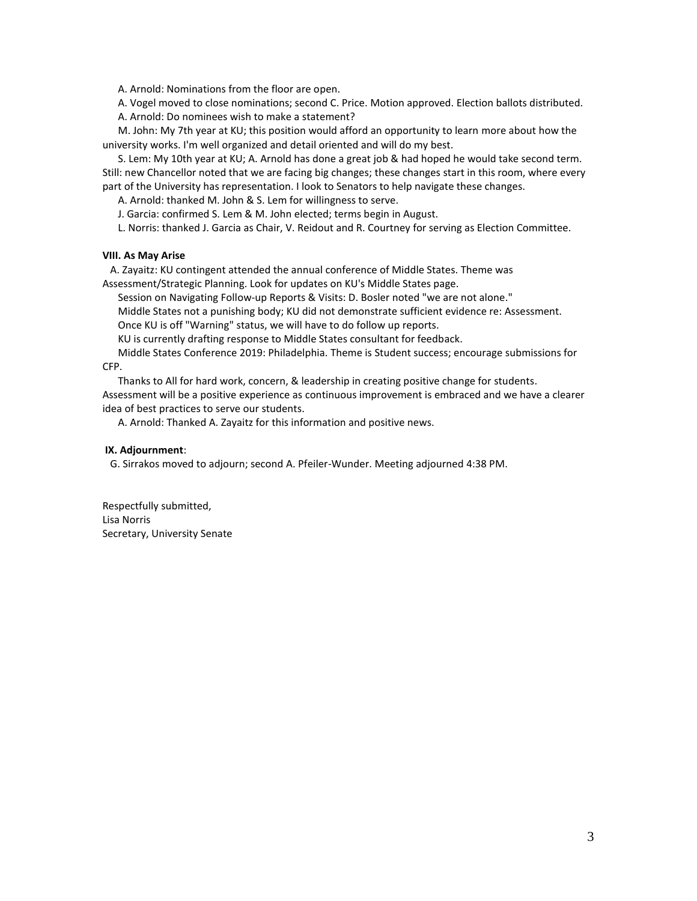A. Arnold: Nominations from the floor are open.

A. Vogel moved to close nominations; second C. Price. Motion approved. Election ballots distributed.

A. Arnold: Do nominees wish to make a statement?

M. John: My 7th year at KU; this position would afford an opportunity to learn more about how the university works. I'm well organized and detail oriented and will do my best.

S. Lem: My 10th year at KU; A. Arnold has done a great job & had hoped he would take second term. Still: new Chancellor noted that we are facing big changes; these changes start in this room, where every part of the University has representation. I look to Senators to help navigate these changes.

A. Arnold: thanked M. John & S. Lem for willingness to serve.

J. Garcia: confirmed S. Lem & M. John elected; terms begin in August.

L. Norris: thanked J. Garcia as Chair, V. Reidout and R. Courtney for serving as Election Committee.

**VIII. As May Arise**

A. Zayaitz: KU contingent attended the annual conference of Middle States. Theme was Assessment/Strategic Planning. Look for updates on KU's Middle States page.

Session on Navigating Follow-up Reports & Visits: D. Bosler noted "we are not alone."

Middle States not a punishing body; KU did not demonstrate sufficient evidence re: Assessment.

Once KU is off "Warning" status, we will have to do follow up reports.

KU is currently drafting response to Middle States consultant for feedback.

Middle States Conference 2019: Philadelphia. Theme is Student success; encourage submissions for CFP.

Thanks to All for hard work, concern, & leadership in creating positive change for students. Assessment will be a positive experience as continuous improvement is embraced and we have a clearer idea of best practices to serve our students.

A. Arnold: Thanked A. Zayaitz for this information and positive news.

**IX. Adjournment**:

G. Sirrakos moved to adjourn; second A. Pfeiler-Wunder. Meeting adjourned 4:38 PM.

Respectfully submitted,
Lisa Norris
Secretary, University Senate